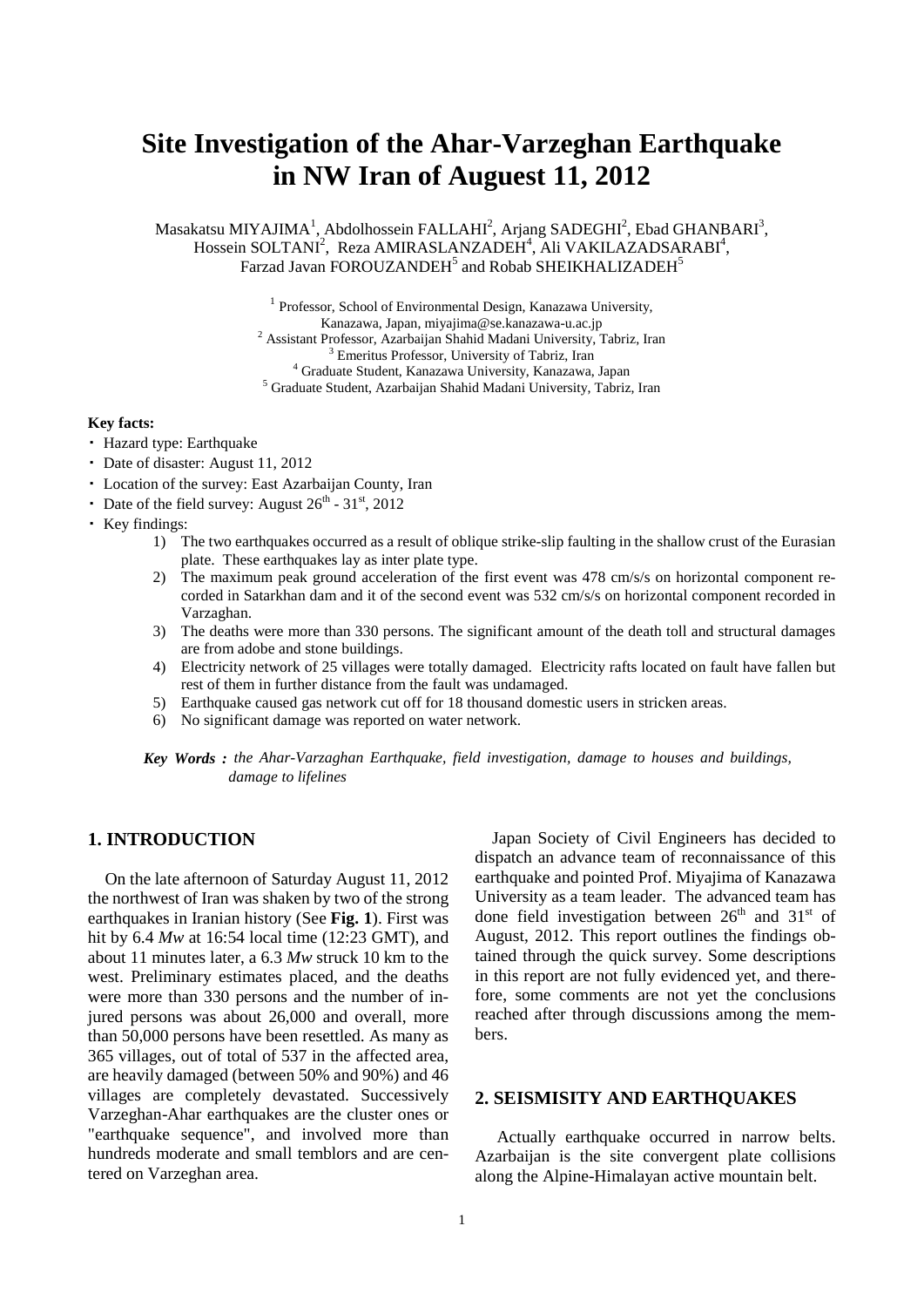# Site Investigation of the Ahar-Varzeghan Earthquake in NW Iran of Auguest 11, 2012

Masakatsu MIYAJIMA[1], Abdolhossein FALLAHI[2], Arjang SADEGHI[2], Ebad GHANBARI[3], Hossein SOLTANI[2], Reza AMIRASLANZADEH[4], Ali VAKILAZADSARABI[4], Farzad Javan FOROUZANDEH[5] and Robab SHEIKHALIZADEH[5]

[1] Professor, School of Environmental Design, Kanazawa University, Kanazawa, Japan, miyajima@se.kanazawa-u.ac.jp
[2] Assistant Professor, Azarbaijan Shahid Madani University, Tabriz, Iran
[3] Emeritus Professor, University of Tabriz, Iran
[4] Graduate Student, Kanazawa University, Kanazawa, Japan
[5] Graduate Student, Azarbaijan Shahid Madani University, Tabriz, Iran

**Key facts:**

- Hazard type: Earthquake
- Date of disaster: August 11, 2012
- Location of the survey: East Azarbaijan County, Iran
- Date of the field survey: August 26th - 31st, 2012
- Key findings:
  1) The two earthquakes occurred as a result of oblique strike-slip faulting in the shallow crust of the Eurasian plate. These earthquakes lay as inter plate type.
  2) The maximum peak ground acceleration of the first event was 478 cm/s/s on horizontal component recorded in Satarkhan dam and it of the second event was 532 cm/s/s on horizontal component recorded in Varzaghan.
  3) The deaths were more than 330 persons. The significant amount of the death toll and structural damages are from adobe and stone buildings.
  4) Electricity network of 25 villages were totally damaged. Electricity rafts located on fault have fallen but rest of them in further distance from the fault was undamaged.
  5) Earthquake caused gas network cut off for 18 thousand domestic users in stricken areas.
  6) No significant damage was reported on water network.

*Key Words : the Ahar-Varzaghan Earthquake, field investigation, damage to houses and buildings, damage to lifelines*

## 1. INTRODUCTION

On the late afternoon of Saturday August 11, 2012 the northwest of Iran was shaken by two of the strong earthquakes in Iranian history (See **Fig. 1**). First was hit by 6.4 *Mw* at 16:54 local time (12:23 GMT), and about 11 minutes later, a 6.3 *Mw* struck 10 km to the west. Preliminary estimates placed, and the deaths were more than 330 persons and the number of injured persons was about 26,000 and overall, more than 50,000 persons have been resettled. As many as 365 villages, out of total of 537 in the affected area, are heavily damaged (between 50% and 90%) and 46 villages are completely devastated. Successively Varzeghan-Ahar earthquakes are the cluster ones or "earthquake sequence", and involved more than hundreds moderate and small temblors and are centered on Varzeghan area.

Japan Society of Civil Engineers has decided to dispatch an advance team of reconnaissance of this earthquake and pointed Prof. Miyajima of Kanazawa University as a team leader. The advanced team has done field investigation between 26th and 31st of August, 2012. This report outlines the findings obtained through the quick survey. Some descriptions in this report are not fully evidenced yet, and therefore, some comments are not yet the conclusions reached after through discussions among the members.

## 2. SEISMISITY AND EARTHQUAKES

Actually earthquake occurred in narrow belts. Azarbaijan is the site convergent plate collisions along the Alpine-Himalayan active mountain belt.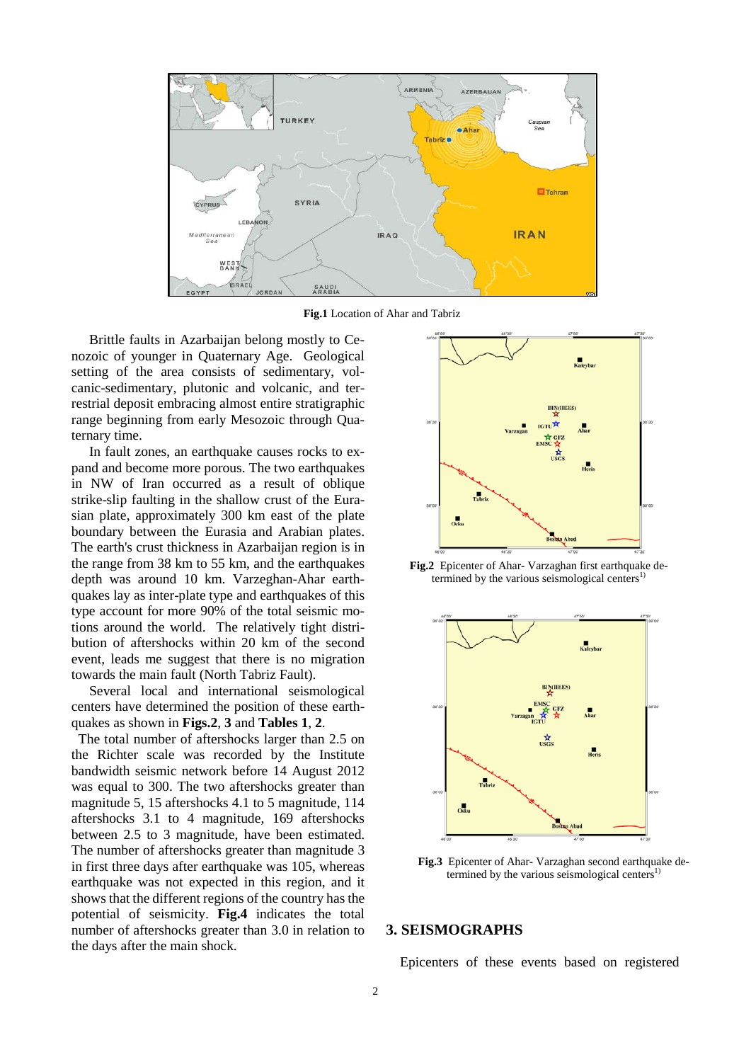**Fig.1** Location of Ahar and Tabriz

Brittle faults in Azarbaijan belong mostly to Cenozoic of younger in Quaternary Age. Geological setting of the area consists of sedimentary, volcanic-sedimentary, plutonic and volcanic, and terrestrial deposit embracing almost entire stratigraphic range beginning from early Mesozoic through Quaternary time.

In fault zones, an earthquake causes rocks to expand and become more porous. The two earthquakes in NW of Iran occurred as a result of oblique strike-slip faulting in the shallow crust of the Eurasian plate, approximately 300 km east of the plate boundary between the Eurasia and Arabian plates. The earth's crust thickness in Azarbaijan region is in the range from 38 km to 55 km, and the earthquakes depth was around 10 km. Varzeghan-Ahar earthquakes lay as inter-plate type and earthquakes of this type account for more 90% of the total seismic motions around the world. The relatively tight distribution of aftershocks within 20 km of the second event, leads me suggest that there is no migration towards the main fault (North Tabriz Fault).

Several local and international seismological centers have determined the position of these earthquakes as shown in **Figs.2**, **3** and **Tables 1**, **2**.

The total number of aftershocks larger than 2.5 on the Richter scale was recorded by the Institute bandwidth seismic network before 14 August 2012 was equal to 300. The two aftershocks greater than magnitude 5, 15 aftershocks 4.1 to 5 magnitude, 114 aftershocks 3.1 to 4 magnitude, 169 aftershocks between 2.5 to 3 magnitude, have been estimated. The number of aftershocks greater than magnitude 3 in first three days after earthquake was 105, whereas earthquake was not expected in this region, and it shows that the different regions of the country has the potential of seismicity. **Fig.4** indicates the total number of aftershocks greater than 3.0 in relation to the days after the main shock.

**Fig.2** Epicenter of Ahar- Varzaghan first earthquake determined by the various seismological centers[1)]

**Fig.3** Epicenter of Ahar- Varzaghan second earthquake determined by the various seismological centers[1)]

## 3. SEISMOGRAPHS

Epicenters of these events based on registered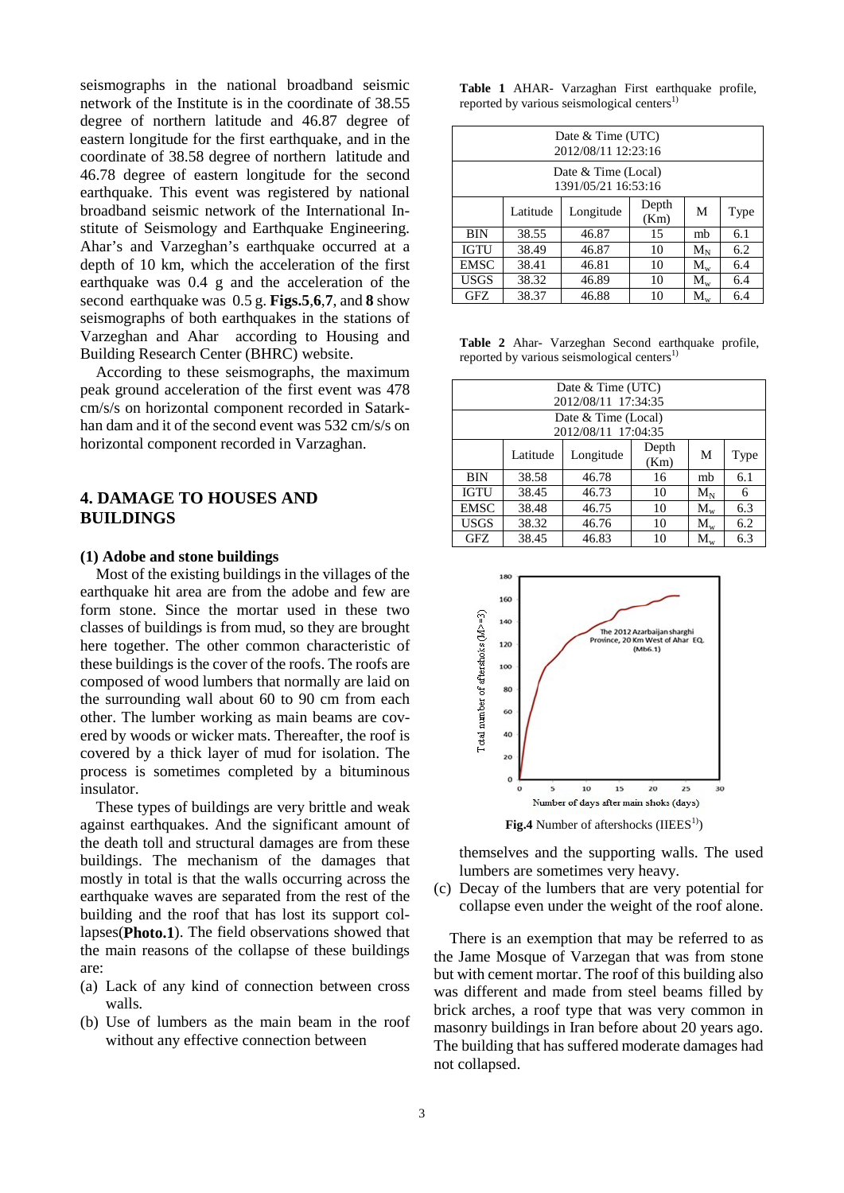seismographs in the national broadband seismic network of the Institute is in the coordinate of 38.55 degree of northern latitude and 46.87 degree of eastern longitude for the first earthquake, and in the coordinate of 38.58 degree of northern latitude and 46.78 degree of eastern longitude for the second earthquake. This event was registered by national broadband seismic network of the International Institute of Seismology and Earthquake Engineering. Ahar's and Varzeghan's earthquake occurred at a depth of 10 km, which the acceleration of the first earthquake was 0.4 g and the acceleration of the second earthquake was 0.5 g. **Figs.5**,**6**,**7**, and **8** show seismographs of both earthquakes in the stations of Varzeghan and Ahar according to Housing and Building Research Center (BHRC) website.

According to these seismographs, the maximum peak ground acceleration of the first event was 478 cm/s/s on horizontal component recorded in Satarkhan dam and it of the second event was 532 cm/s/s on horizontal component recorded in Varzaghan.

## 4. DAMAGE TO HOUSES AND BUILDINGS

### (1) Adobe and stone buildings

Most of the existing buildings in the villages of the earthquake hit area are from the adobe and few are form stone. Since the mortar used in these two classes of buildings is from mud, so they are brought here together. The other common characteristic of these buildings is the cover of the roofs. The roofs are composed of wood lumbers that normally are laid on the surrounding wall about 60 to 90 cm from each other. The lumber working as main beams are covered by woods or wicker mats. Thereafter, the roof is covered by a thick layer of mud for isolation. The process is sometimes completed by a bituminous insulator.

These types of buildings are very brittle and weak against earthquakes. And the significant amount of the death toll and structural damages are from these buildings. The mechanism of the damages that mostly in total is that the walls occurring across the earthquake waves are separated from the rest of the building and the roof that has lost its support collapses(**Photo.1**). The field observations showed that the main reasons of the collapse of these buildings are:

(a) Lack of any kind of connection between cross walls.

(b) Use of lumbers as the main beam in the roof without any effective connection between themselves and the supporting walls. The used lumbers are sometimes very heavy.

(c) Decay of the lumbers that are very potential for collapse even under the weight of the roof alone.

There is an exemption that may be referred to as the Jame Mosque of Varzegan that was from stone but with cement mortar. The roof of this building also was different and made from steel beams filled by brick arches, a roof type that was very common in masonry buildings in Iran before about 20 years ago. The building that has suffered moderate damages had not collapsed.

**Table 1** AHAR- Varzaghan First earthquake profile, reported by various seismological centers[1)]

| Date & Time (UTC) 2012/08/11 12:23:16 | | | | | |
|---|---|---|---|---|---|
| **Date & Time (Local) 1391/05/21 16:53:16** | | | | | |
| | Latitude | Longitude | Depth (Km) | M | Type |
| BIN | 38.55 | 46.87 | 15 | mb | 6.1 |
| IGTU | 38.49 | 46.87 | 10 | $M_N$ | 6.2 |
| EMSC | 38.41 | 46.81 | 10 | $M_w$ | 6.4 |
| USGS | 38.32 | 46.89 | 10 | $M_w$ | 6.4 |
| GFZ | 38.37 | 46.88 | 10 | $M_w$ | 6.4 |

**Table 2** Ahar- Varzeghan Second earthquake profile, reported by various seismological centers[1)]

| Date & Time (UTC) 2012/08/11 17:34:35 | | | | | |
|---|---|---|---|---|---|
| **Date & Time (Local) 2012/08/11 17:04:35** | | | | | |
| | Latitude | Longitude | Depth (Km) | M | Type |
| BIN | 38.58 | 46.78 | 16 | mb | 6.1 |
| IGTU | 38.45 | 46.73 | 10 | $M_N$ | 6 |
| EMSC | 38.48 | 46.75 | 10 | $M_w$ | 6.3 |
| USGS | 38.32 | 46.76 | 10 | $M_w$ | 6.2 |
| GFZ | 38.45 | 46.83 | 10 | $M_w$ | 6.3 |

**Fig.4** Number of aftershocks (IIEES[1)])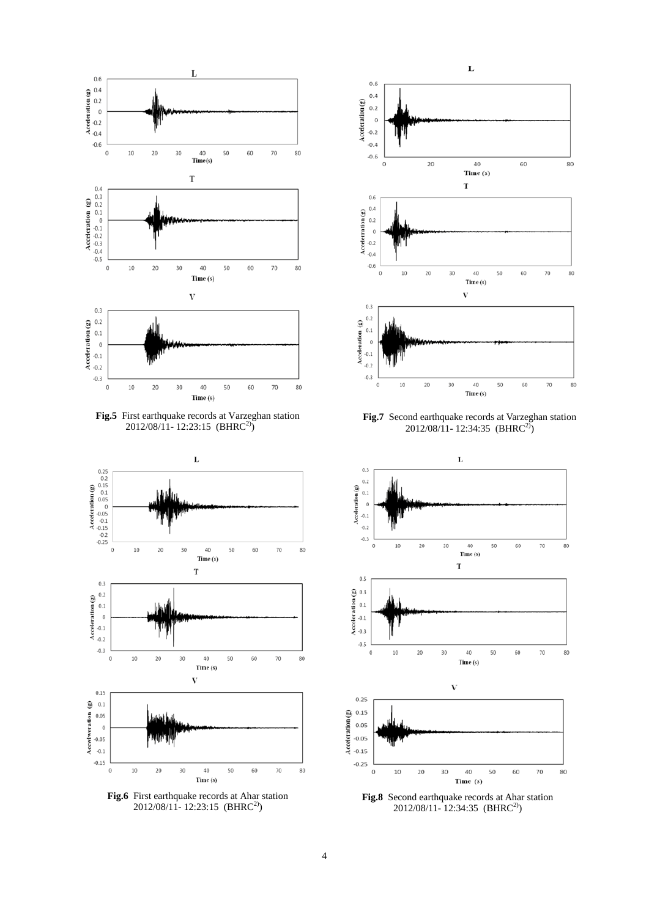**Fig.5** First earthquake records at Varzeghan station 2012/08/11- 12:23:15 (BHRC[2])

**Fig.7** Second earthquake records at Varzeghan station 2012/08/11- 12:34:35 (BHRC[2])

**Fig.6** First earthquake records at Ahar station 2012/08/11- 12:23:15 (BHRC[2])

**Fig.8** Second earthquake records at Ahar station 2012/08/11- 12:34:35 (BHRC[2])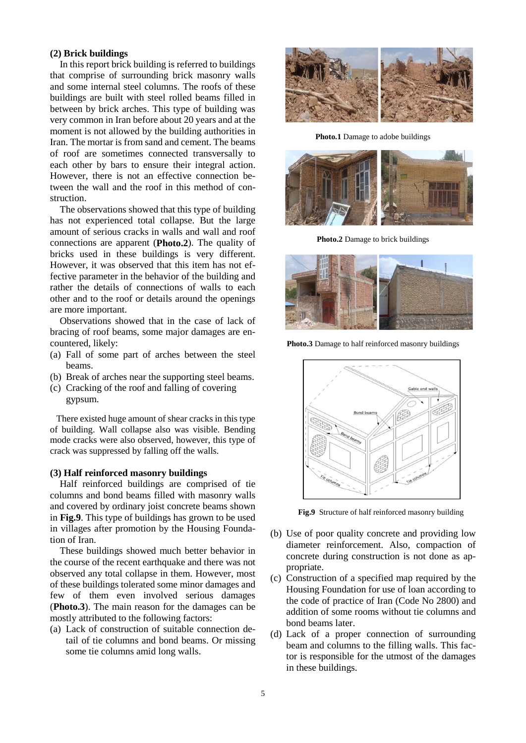### (2) Brick buildings

In this report brick building is referred to buildings that comprise of surrounding brick masonry walls and some internal steel columns. The roofs of these buildings are built with steel rolled beams filled in between by brick arches. This type of building was very common in Iran before about 20 years and at the moment is not allowed by the building authorities in Iran. The mortar is from sand and cement. The beams of roof are sometimes connected transversally to each other by bars to ensure their integral action. However, there is not an effective connection between the wall and the roof in this method of construction.

The observations showed that this type of building has not experienced total collapse. But the large amount of serious cracks in walls and wall and roof connections are apparent (**Photo.2**). The quality of bricks used in these buildings is very different. However, it was observed that this item has not effective parameter in the behavior of the building and rather the details of connections of walls to each other and to the roof or details around the openings are more important.

Observations showed that in the case of lack of bracing of roof beams, some major damages are encountered, likely:

(a) Fall of some part of arches between the steel beams.
(b) Break of arches near the supporting steel beams.
(c) Cracking of the roof and falling of covering gypsum.

There existed huge amount of shear cracks in this type of building. Wall collapse also was visible. Bending mode cracks were also observed, however, this type of crack was suppressed by falling off the walls.

### (3) Half reinforced masonry buildings

Half reinforced buildings are comprised of tie columns and bond beams filled with masonry walls and covered by ordinary joist concrete beams shown in **Fig.9**. This type of buildings has grown to be used in villages after promotion by the Housing Foundation of Iran.

These buildings showed much better behavior in the course of the recent earthquake and there was not observed any total collapse in them. However, most of these buildings tolerated some minor damages and few of them even involved serious damages (**Photo.3**). The main reason for the damages can be mostly attributed to the following factors:

(a) Lack of construction of suitable connection detail of tie columns and bond beams. Or missing some tie columns amid long walls.
(b) Use of poor quality concrete and providing low diameter reinforcement. Also, compaction of concrete during construction is not done as appropriate.
(c) Construction of a specified map required by the Housing Foundation for use of loan according to the code of practice of Iran (Code No 2800) and addition of some rooms without tie columns and bond beams later.
(d) Lack of a proper connection of surrounding beam and columns to the filling walls. This factor is responsible for the utmost of the damages in these buildings.

**Photo.1** Damage to adobe buildings

**Photo.2** Damage to brick buildings

**Photo.3** Damage to half reinforced masonry buildings

**Fig.9** Structure of half reinforced masonry building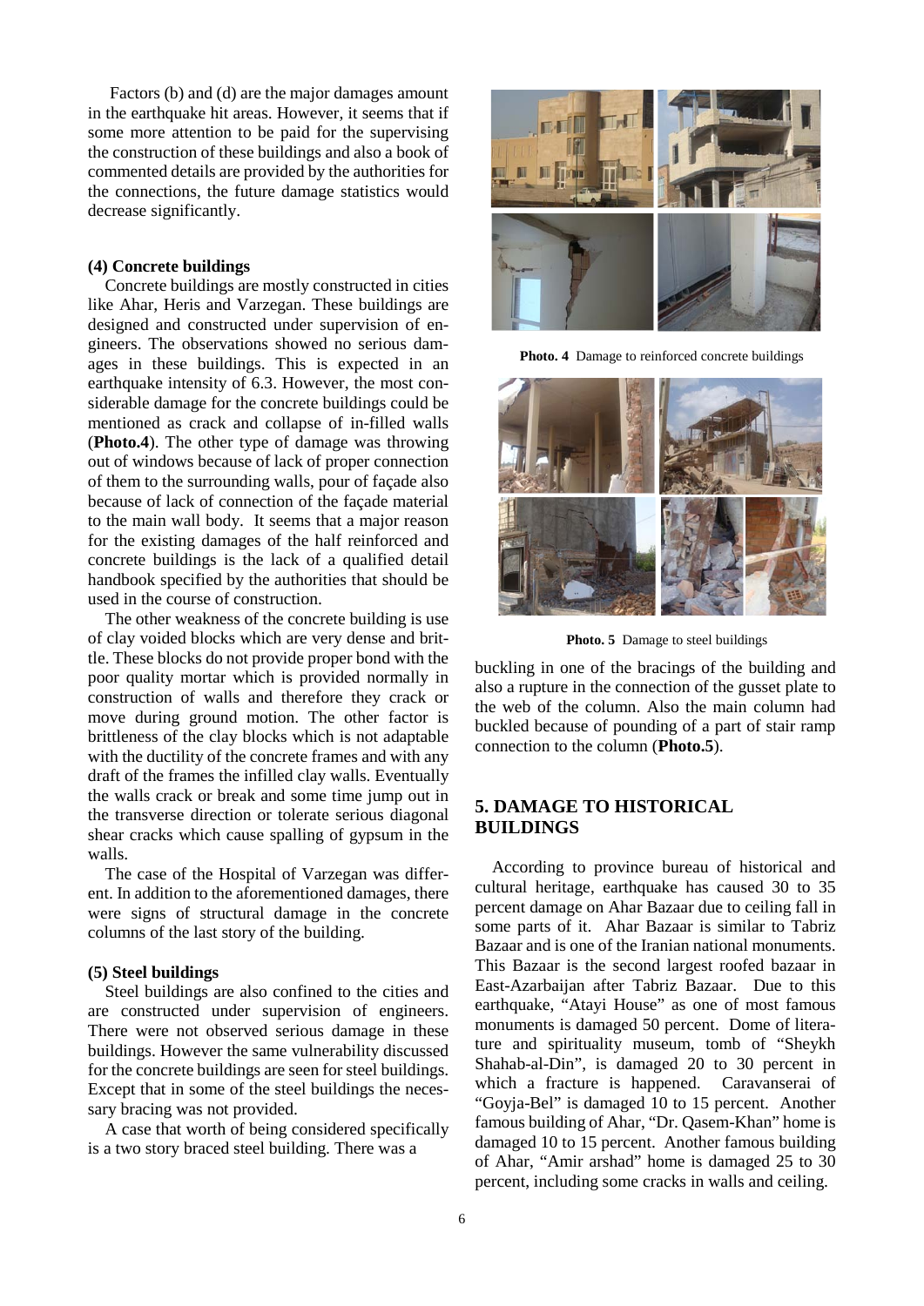Factors (b) and (d) are the major damages amount in the earthquake hit areas. However, it seems that if some more attention to be paid for the supervising the construction of these buildings and also a book of commented details are provided by the authorities for the connections, the future damage statistics would decrease significantly.

**(4) Concrete buildings**

Concrete buildings are mostly constructed in cities like Ahar, Heris and Varzegan. These buildings are designed and constructed under supervision of engineers. The observations showed no serious damages in these buildings. This is expected in an earthquake intensity of 6.3. However, the most considerable damage for the concrete buildings could be mentioned as crack and collapse of in-filled walls (**Photo.4**). The other type of damage was throwing out of windows because of lack of proper connection of them to the surrounding walls, pour of façade also because of lack of connection of the façade material to the main wall body. It seems that a major reason for the existing damages of the half reinforced and concrete buildings is the lack of a qualified detail handbook specified by the authorities that should be used in the course of construction.

The other weakness of the concrete building is use of clay voided blocks which are very dense and brittle. These blocks do not provide proper bond with the poor quality mortar which is provided normally in construction of walls and therefore they crack or move during ground motion. The other factor is brittleness of the clay blocks which is not adaptable with the ductility of the concrete frames and with any draft of the frames the infilled clay walls. Eventually the walls crack or break and some time jump out in the transverse direction or tolerate serious diagonal shear cracks which cause spalling of gypsum in the walls.

The case of the Hospital of Varzegan was different. In addition to the aforementioned damages, there were signs of structural damage in the concrete columns of the last story of the building.

**(5) Steel buildings**

Steel buildings are also confined to the cities and are constructed under supervision of engineers. There were not observed serious damage in these buildings. However the same vulnerability discussed for the concrete buildings are seen for steel buildings. Except that in some of the steel buildings the necessary bracing was not provided.

A case that worth of being considered specifically is a two story braced steel building. There was a buckling in one of the bracings of the building and also a rupture in the connection of the gusset plate to the web of the column. Also the main column had buckled because of pounding of a part of stair ramp connection to the column (**Photo.5**).

**Photo. 4** Damage to reinforced concrete buildings

**Photo. 5** Damage to steel buildings

## 5. DAMAGE TO HISTORICAL BUILDINGS

According to province bureau of historical and cultural heritage, earthquake has caused 30 to 35 percent damage on Ahar Bazaar due to ceiling fall in some parts of it. Ahar Bazaar is similar to Tabriz Bazaar and is one of the Iranian national monuments. This Bazaar is the second largest roofed bazaar in East-Azarbaijan after Tabriz Bazaar. Due to this earthquake, "Atayi House" as one of most famous monuments is damaged 50 percent. Dome of literature and spirituality museum, tomb of "Sheykh Shahab-al-Din", is damaged 20 to 30 percent in which a fracture is happened. Caravanserai of "Goyja-Bel" is damaged 10 to 15 percent. Another famous building of Ahar, "Dr. Qasem-Khan" home is damaged 10 to 15 percent. Another famous building of Ahar, "Amir arshad" home is damaged 25 to 30 percent, including some cracks in walls and ceiling.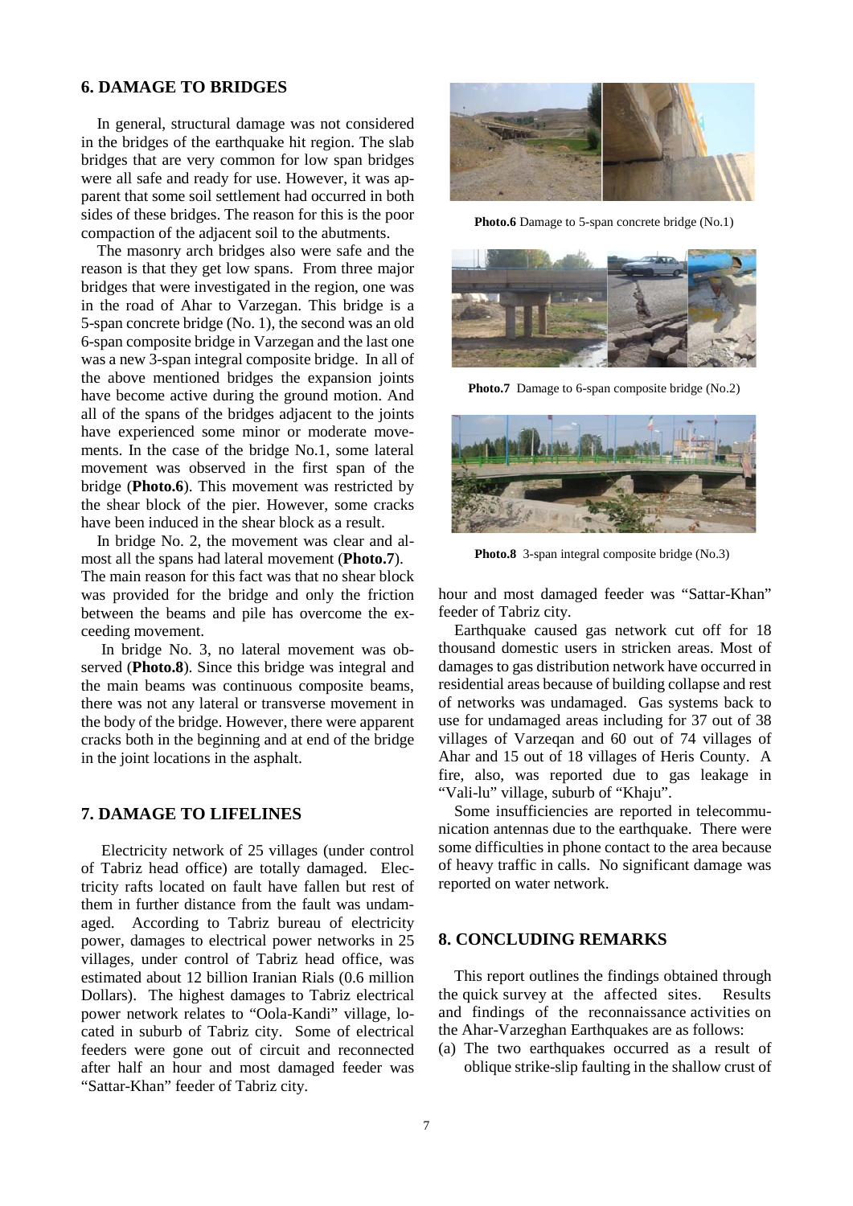## 6. DAMAGE TO BRIDGES

In general, structural damage was not considered in the bridges of the earthquake hit region. The slab bridges that are very common for low span bridges were all safe and ready for use. However, it was apparent that some soil settlement had occurred in both sides of these bridges. The reason for this is the poor compaction of the adjacent soil to the abutments.

The masonry arch bridges also were safe and the reason is that they get low spans. From three major bridges that were investigated in the region, one was in the road of Ahar to Varzegan. This bridge is a 5-span concrete bridge (No. 1), the second was an old 6-span composite bridge in Varzegan and the last one was a new 3-span integral composite bridge. In all of the above mentioned bridges the expansion joints have become active during the ground motion. And all of the spans of the bridges adjacent to the joints have experienced some minor or moderate movements. In the case of the bridge No.1, some lateral movement was observed in the first span of the bridge (**Photo.6**). This movement was restricted by the shear block of the pier. However, some cracks have been induced in the shear block as a result.

In bridge No. 2, the movement was clear and almost all the spans had lateral movement (**Photo.7**). The main reason for this fact was that no shear block was provided for the bridge and only the friction between the beams and pile has overcome the exceeding movement.

In bridge No. 3, no lateral movement was observed (**Photo.8**). Since this bridge was integral and the main beams was continuous composite beams, there was not any lateral or transverse movement in the body of the bridge. However, there were apparent cracks both in the beginning and at end of the bridge in the joint locations in the asphalt.

**Photo.6** Damage to 5-span concrete bridge (No.1)

**Photo.7** Damage to 6-span composite bridge (No.2)

**Photo.8** 3-span integral composite bridge (No.3)

## 7. DAMAGE TO LIFELINES

Electricity network of 25 villages (under control of Tabriz head office) are totally damaged. Electricity rafts located on fault have fallen but rest of them in further distance from the fault was undamaged. According to Tabriz bureau of electricity power, damages to electrical power networks in 25 villages, under control of Tabriz head office, was estimated about 12 billion Iranian Rials (0.6 million Dollars). The highest damages to Tabriz electrical power network relates to "Oola-Kandi" village, located in suburb of Tabriz city. Some of electrical feeders were gone out of circuit and reconnected after half an hour and most damaged feeder was "Sattar-Khan" feeder of Tabriz city.

Earthquake caused gas network cut off for 18 thousand domestic users in stricken areas. Most of damages to gas distribution network have occurred in residential areas because of building collapse and rest of networks was undamaged. Gas systems back to use for undamaged areas including for 37 out of 38 villages of Varzeqan and 60 out of 74 villages of Ahar and 15 out of 18 villages of Heris County. A fire, also, was reported due to gas leakage in "Vali-lu" village, suburb of "Khaju".

Some insufficiencies are reported in telecommunication antennas due to the earthquake. There were some difficulties in phone contact to the area because of heavy traffic in calls. No significant damage was reported on water network.

## 8. CONCLUDING REMARKS

This report outlines the findings obtained through the quick survey at the affected sites. Results and findings of the reconnaissance activities on the Ahar-Varzeghan Earthquakes are as follows:

(a) The two earthquakes occurred as a result of oblique strike-slip faulting in the shallow crust of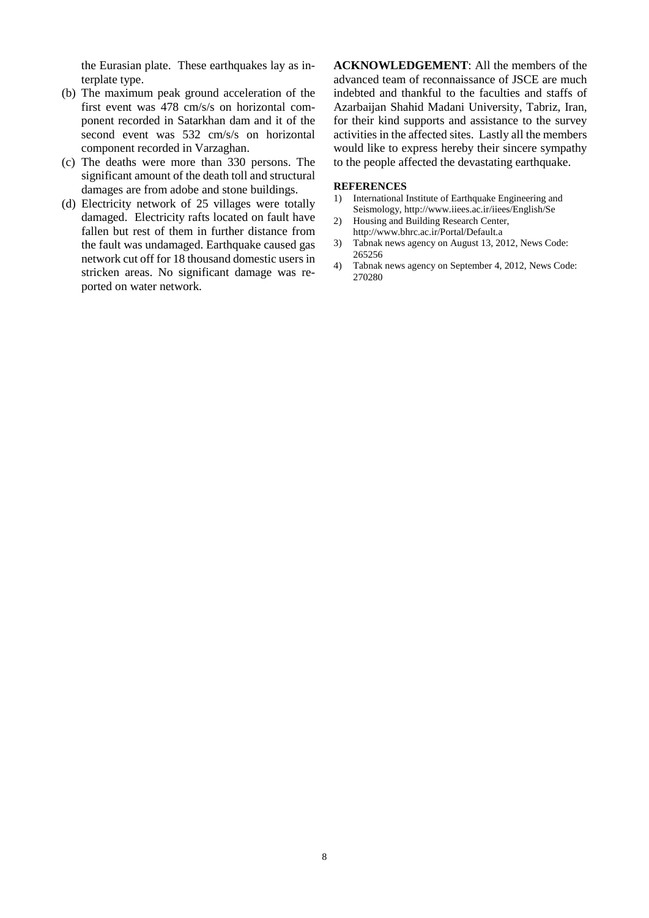the Eurasian plate. These earthquakes lay as interplate type.

(b) The maximum peak ground acceleration of the first event was 478 cm/s/s on horizontal component recorded in Satarkhan dam and it of the second event was 532 cm/s/s on horizontal component recorded in Varzaghan.

(c) The deaths were more than 330 persons. The significant amount of the death toll and structural damages are from adobe and stone buildings.

(d) Electricity network of 25 villages were totally damaged. Electricity rafts located on fault have fallen but rest of them in further distance from the fault was undamaged. Earthquake caused gas network cut off for 18 thousand domestic users in stricken areas. No significant damage was reported on water network.

**ACKNOWLEDGEMENT**: All the members of the advanced team of reconnaissance of JSCE are much indebted and thankful to the faculties and staffs of Azarbaijan Shahid Madani University, Tabriz, Iran, for their kind supports and assistance to the survey activities in the affected sites. Lastly all the members would like to express hereby their sincere sympathy to the people affected the devastating earthquake.

**REFERENCES**

1) International Institute of Earthquake Engineering and Seismology, http://www.iiees.ac.ir/iiees/English/Se
2) Housing and Building Research Center, http://www.bhrc.ac.ir/Portal/Default.a
3) Tabnak news agency on August 13, 2012, News Code: 265256
4) Tabnak news agency on September 4, 2012, News Code: 270280